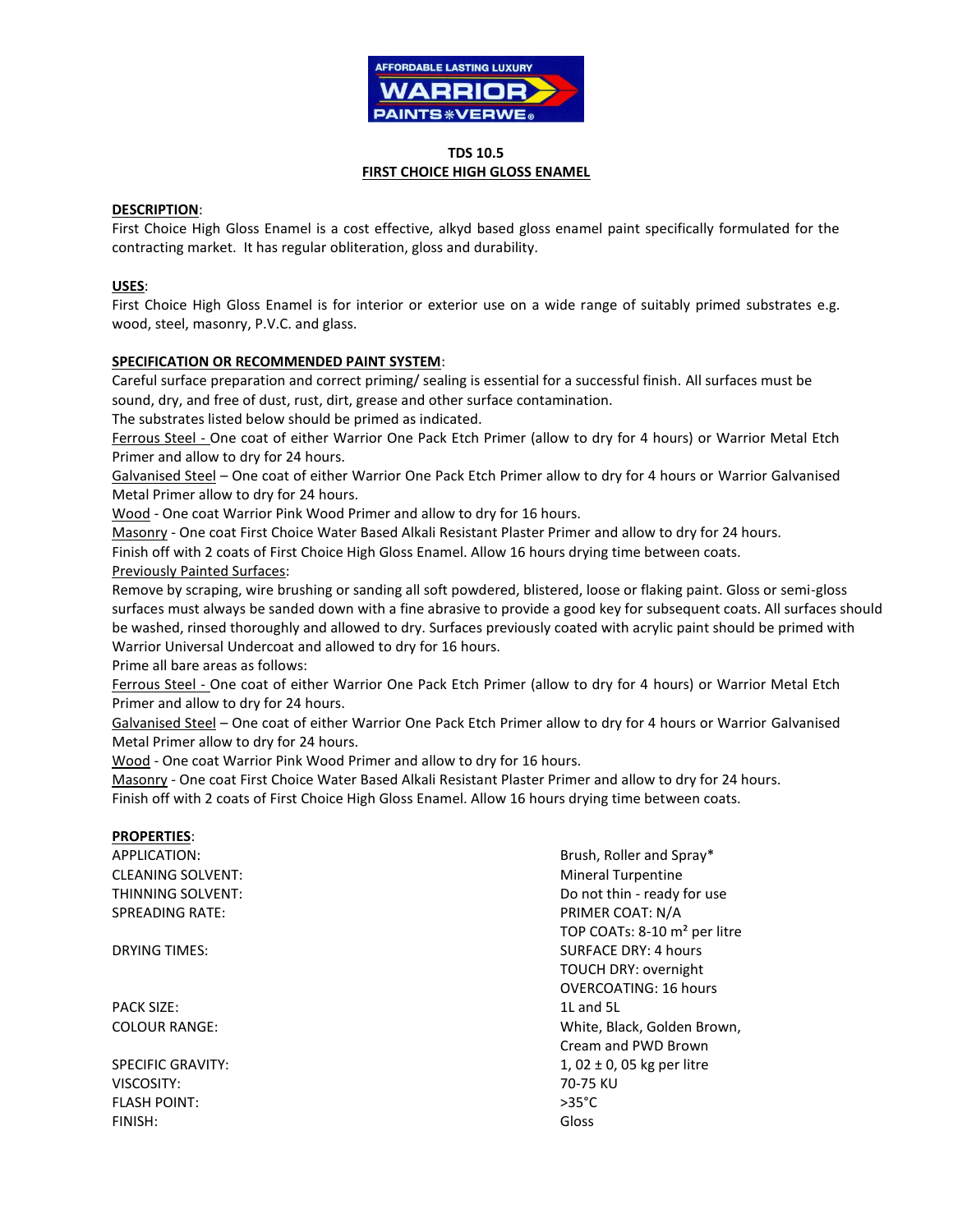**TDS 10.5**

# FIRST CHOICE HIGH GLOSS ENAMEL

**DESCRIPTION**:

First Choice High Gloss Enamel is a cost effective, alkyd based gloss enamel paint specifically formulated for the contracting market. It has regular obliteration, gloss and durability.

**USES**:

First Choice High Gloss Enamel is for interior or exterior use on a wide range of suitably primed substrates e.g. wood, steel, masonry, P.V.C. and glass.

**SPECIFICATION OR RECOMMENDED PAINT SYSTEM**:

Careful surface preparation and correct priming/ sealing is essential for a successful finish. All surfaces must be sound, dry, and free of dust, rust, dirt, grease and other surface contamination.

The substrates listed below should be primed as indicated.

Ferrous Steel - One coat of either Warrior One Pack Etch Primer (allow to dry for 4 hours) or Warrior Metal Etch Primer and allow to dry for 24 hours.

Galvanised Steel – One coat of either Warrior One Pack Etch Primer allow to dry for 4 hours or Warrior Galvanised Metal Primer allow to dry for 24 hours.

Wood - One coat Warrior Pink Wood Primer and allow to dry for 16 hours.

Masonry - One coat First Choice Water Based Alkali Resistant Plaster Primer and allow to dry for 24 hours.

Finish off with 2 coats of First Choice High Gloss Enamel. Allow 16 hours drying time between coats.

Previously Painted Surfaces:

Remove by scraping, wire brushing or sanding all soft powdered, blistered, loose or flaking paint. Gloss or semi-gloss surfaces must always be sanded down with a fine abrasive to provide a good key for subsequent coats. All surfaces should be washed, rinsed thoroughly and allowed to dry. Surfaces previously coated with acrylic paint should be primed with Warrior Universal Undercoat and allowed to dry for 16 hours.

Prime all bare areas as follows:

Ferrous Steel - One coat of either Warrior One Pack Etch Primer (allow to dry for 4 hours) or Warrior Metal Etch Primer and allow to dry for 24 hours.

Galvanised Steel – One coat of either Warrior One Pack Etch Primer allow to dry for 4 hours or Warrior Galvanised Metal Primer allow to dry for 24 hours.

Wood - One coat Warrior Pink Wood Primer and allow to dry for 16 hours.

Masonry - One coat First Choice Water Based Alkali Resistant Plaster Primer and allow to dry for 24 hours.

Finish off with 2 coats of First Choice High Gloss Enamel. Allow 16 hours drying time between coats.

**PROPERTIES**:

| | |
|---|---|
| APPLICATION: | Brush, Roller and Spray* |
| CLEANING SOLVENT: | Mineral Turpentine |
| THINNING SOLVENT: | Do not thin - ready for use |
| SPREADING RATE: | PRIMER COAT: N/A<br>TOP COATs: 8-10 m² per litre |
| DRYING TIMES: | SURFACE DRY: 4 hours<br>TOUCH DRY: overnight<br>OVERCOATING: 16 hours |
| PACK SIZE: | 1L and 5L |
| COLOUR RANGE: | White, Black, Golden Brown, Cream and PWD Brown |
| SPECIFIC GRAVITY: | 1, 02 ± 0, 05 kg per litre |
| VISCOSITY: | 70-75 KU |
| FLASH POINT: | >35°C |
| FINISH: | Gloss |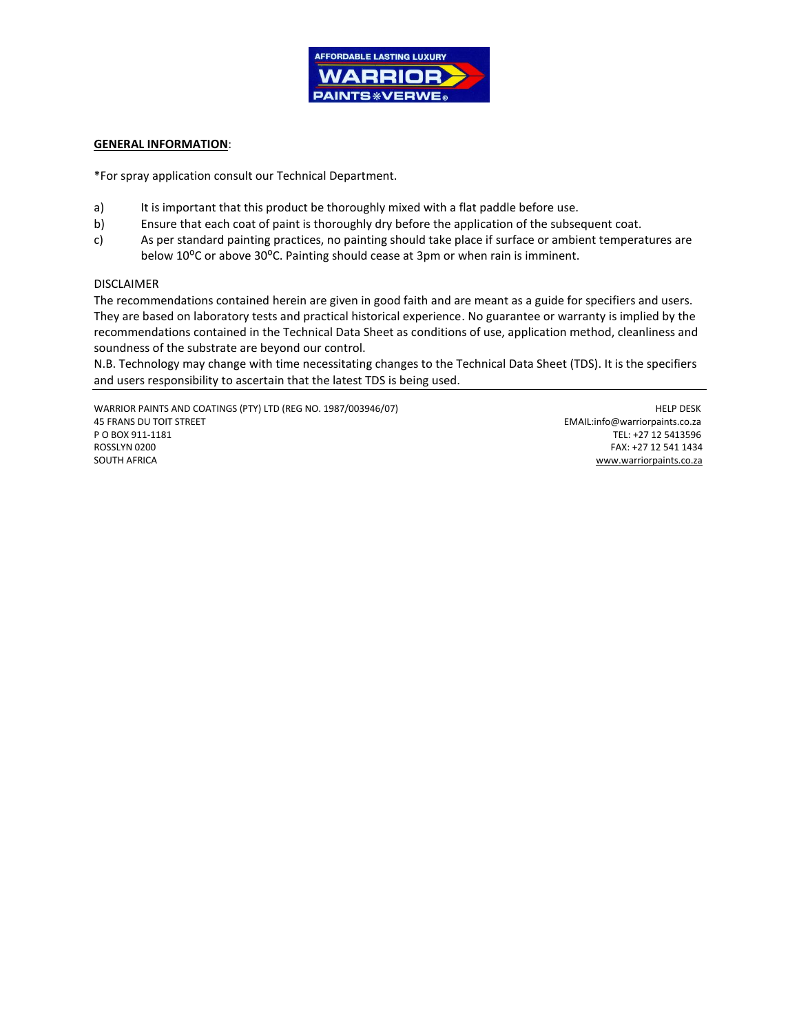AFFORDABLE LASTING LUXURY
WARRIOR
PAINTS*VERWE®

**GENERAL INFORMATION**:

*For spray application consult our Technical Department.

a) It is important that this product be thoroughly mixed with a flat paddle before use.
b) Ensure that each coat of paint is thoroughly dry before the application of the subsequent coat.
c) As per standard painting practices, no painting should take place if surface or ambient temperatures are below 10ºC or above 30ºC. Painting should cease at 3pm or when rain is imminent.

DISCLAIMER

The recommendations contained herein are given in good faith and are meant as a guide for specifiers and users. They are based on laboratory tests and practical historical experience. No guarantee or warranty is implied by the recommendations contained in the Technical Data Sheet as conditions of use, application method, cleanliness and soundness of the substrate are beyond our control.

N.B. Technology may change with time necessitating changes to the Technical Data Sheet (TDS). It is the specifiers and users responsibility to ascertain that the latest TDS is being used.

---

WARRIOR PAINTS AND COATINGS (PTY) LTD (REG NO. 1987/003946/07)
45 FRANS DU TOIT STREET
P O BOX 911-1181
ROSSLYN 0200
SOUTH AFRICA

HELP DESK
EMAIL:info@warriorpaints.co.za
TEL: +27 12 5413596
FAX: +27 12 541 1434
www.warriorpaints.co.za